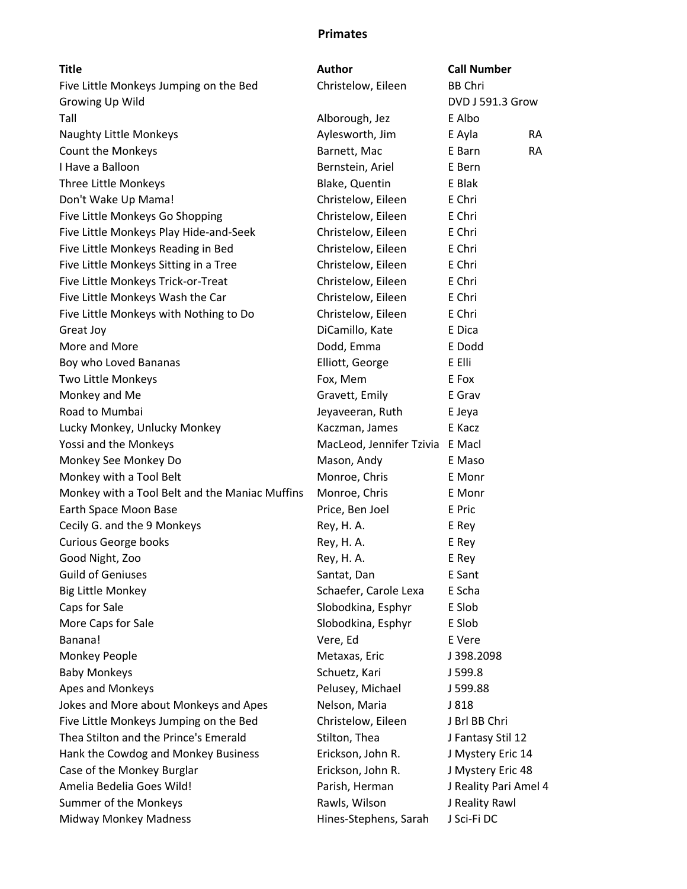# Primates

| Title | Author | Call Number | |
|---|---|---|---|
| Five Little Monkeys Jumping on the Bed | Christelow, Eileen | BB Chri | |
| Growing Up Wild | | DVD J 591.3 Grow | |
| Tall | Alborough, Jez | E Albo | |
| Naughty Little Monkeys | Aylesworth, Jim | E Ayla | RA |
| Count the Monkeys | Barnett, Mac | E Barn | RA |
| I Have a Balloon | Bernstein, Ariel | E Bern | |
| Three Little Monkeys | Blake, Quentin | E Blak | |
| Don't Wake Up Mama! | Christelow, Eileen | E Chri | |
| Five Little Monkeys Go Shopping | Christelow, Eileen | E Chri | |
| Five Little Monkeys Play Hide-and-Seek | Christelow, Eileen | E Chri | |
| Five Little Monkeys Reading in Bed | Christelow, Eileen | E Chri | |
| Five Little Monkeys Sitting in a Tree | Christelow, Eileen | E Chri | |
| Five Little Monkeys Trick-or-Treat | Christelow, Eileen | E Chri | |
| Five Little Monkeys Wash the Car | Christelow, Eileen | E Chri | |
| Five Little Monkeys with Nothing to Do | Christelow, Eileen | E Chri | |
| Great Joy | DiCamillo, Kate | E Dica | |
| More and More | Dodd, Emma | E Dodd | |
| Boy who Loved Bananas | Elliott, George | E Elli | |
| Two Little Monkeys | Fox, Mem | E Fox | |
| Monkey and Me | Gravett, Emily | E Grav | |
| Road to Mumbai | Jeyaveeran, Ruth | E Jeya | |
| Lucky Monkey, Unlucky Monkey | Kaczman, James | E Kacz | |
| Yossi and the Monkeys | MacLeod, Jennifer Tzivia | E Macl | |
| Monkey See Monkey Do | Mason, Andy | E Maso | |
| Monkey with a Tool Belt | Monroe, Chris | E Monr | |
| Monkey with a Tool Belt and the Maniac Muffins | Monroe, Chris | E Monr | |
| Earth Space Moon Base | Price, Ben Joel | E Pric | |
| Cecily G. and the 9 Monkeys | Rey, H. A. | E Rey | |
| Curious George books | Rey, H. A. | E Rey | |
| Good Night, Zoo | Rey, H. A. | E Rey | |
| Guild of Geniuses | Santat, Dan | E Sant | |
| Big Little Monkey | Schaefer, Carole Lexa | E Scha | |
| Caps for Sale | Slobodkina, Esphyr | E Slob | |
| More Caps for Sale | Slobodkina, Esphyr | E Slob | |
| Banana! | Vere, Ed | E Vere | |
| Monkey People | Metaxas, Eric | J 398.2098 | |
| Baby Monkeys | Schuetz, Kari | J 599.8 | |
| Apes and Monkeys | Pelusey, Michael | J 599.88 | |
| Jokes and More about Monkeys and Apes | Nelson, Maria | J 818 | |
| Five Little Monkeys Jumping on the Bed | Christelow, Eileen | J Brl BB Chri | |
| Thea Stilton and the Prince's Emerald | Stilton, Thea | J Fantasy Stil 12 | |
| Hank the Cowdog and Monkey Business | Erickson, John R. | J Mystery Eric 14 | |
| Case of the Monkey Burglar | Erickson, John R. | J Mystery Eric 48 | |
| Amelia Bedelia Goes Wild! | Parish, Herman | J Reality Pari Amel 4 | |
| Summer of the Monkeys | Rawls, Wilson | J Reality Rawl | |
| Midway Monkey Madness | Hines-Stephens, Sarah | J Sci-Fi DC | |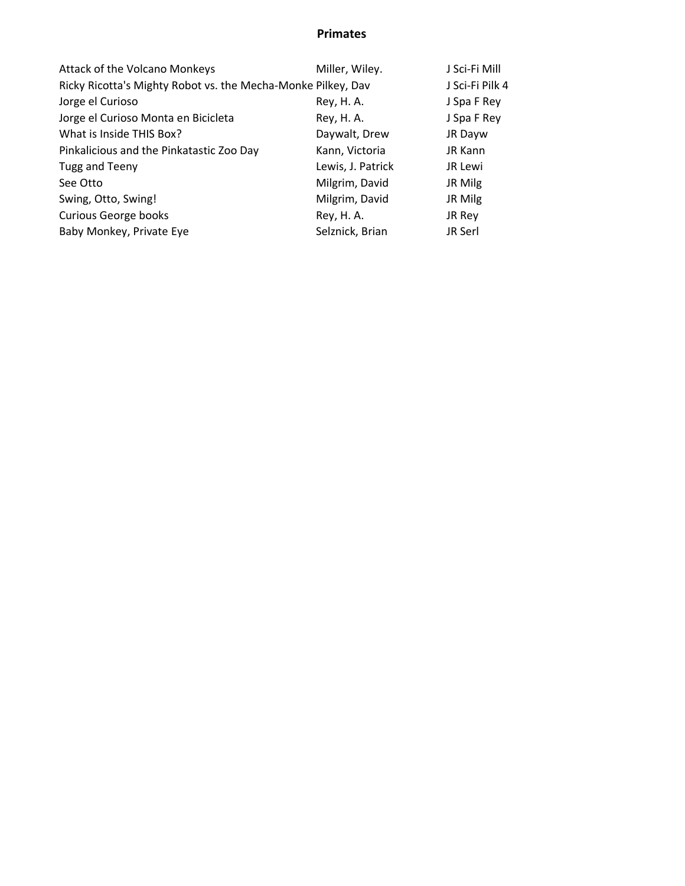## Primates

| | | |
|---|---|---|
| Attack of the Volcano Monkeys | Miller, Wiley. | J Sci-Fi Mill |
| Ricky Ricotta's Mighty Robot vs. the Mecha-Monke | Pilkey, Dav | J Sci-Fi Pilk 4 |
| Jorge el Curioso | Rey, H. A. | J Spa F Rey |
| Jorge el Curioso Monta en Bicicleta | Rey, H. A. | J Spa F Rey |
| What is Inside THIS Box? | Daywalt, Drew | JR Dayw |
| Pinkalicious and the Pinkatastic Zoo Day | Kann, Victoria | JR Kann |
| Tugg and Teeny | Lewis, J. Patrick | JR Lewi |
| See Otto | Milgrim, David | JR Milg |
| Swing, Otto, Swing! | Milgrim, David | JR Milg |
| Curious George books | Rey, H. A. | JR Rey |
| Baby Monkey, Private Eye | Selznick, Brian | JR Serl |